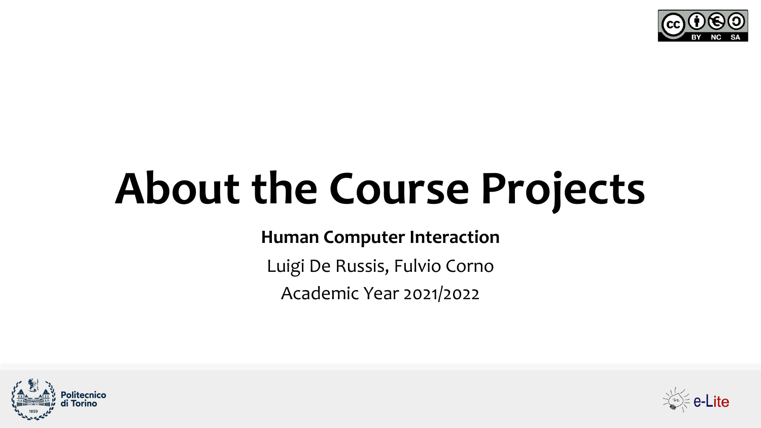# About the Course Projects

**Human Computer Interaction**

Luigi De Russis, Fulvio Corno

Academic Year 2021/2022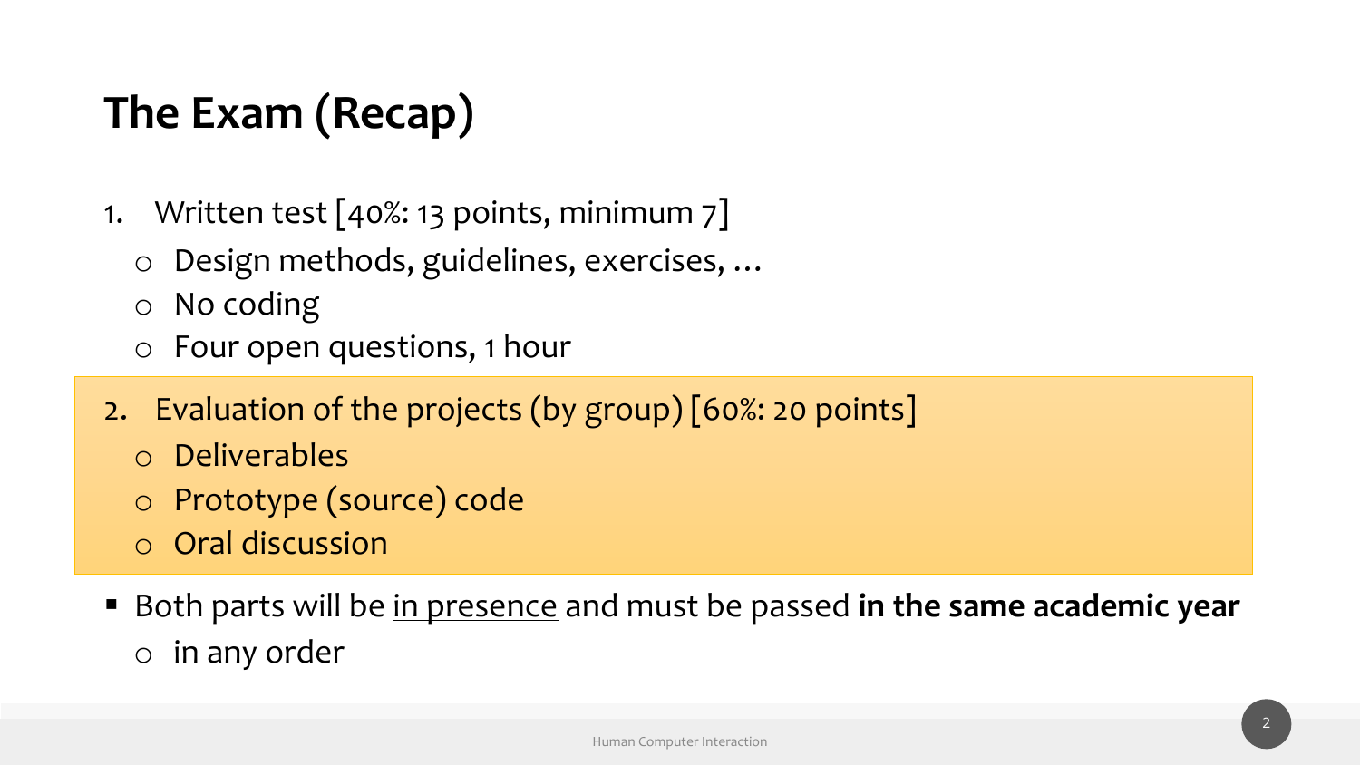# The Exam (Recap)

1. Written test [40%: 13 points, minimum 7]
   - Design methods, guidelines, exercises, …
   - No coding
   - Four open questions, 1 hour
2. Evaluation of the projects (by group) [60%: 20 points]
   - Deliverables
   - Prototype (source) code
   - Oral discussion

- Both parts will be <u>in presence</u> and must be passed **in the same academic year**
  - in any order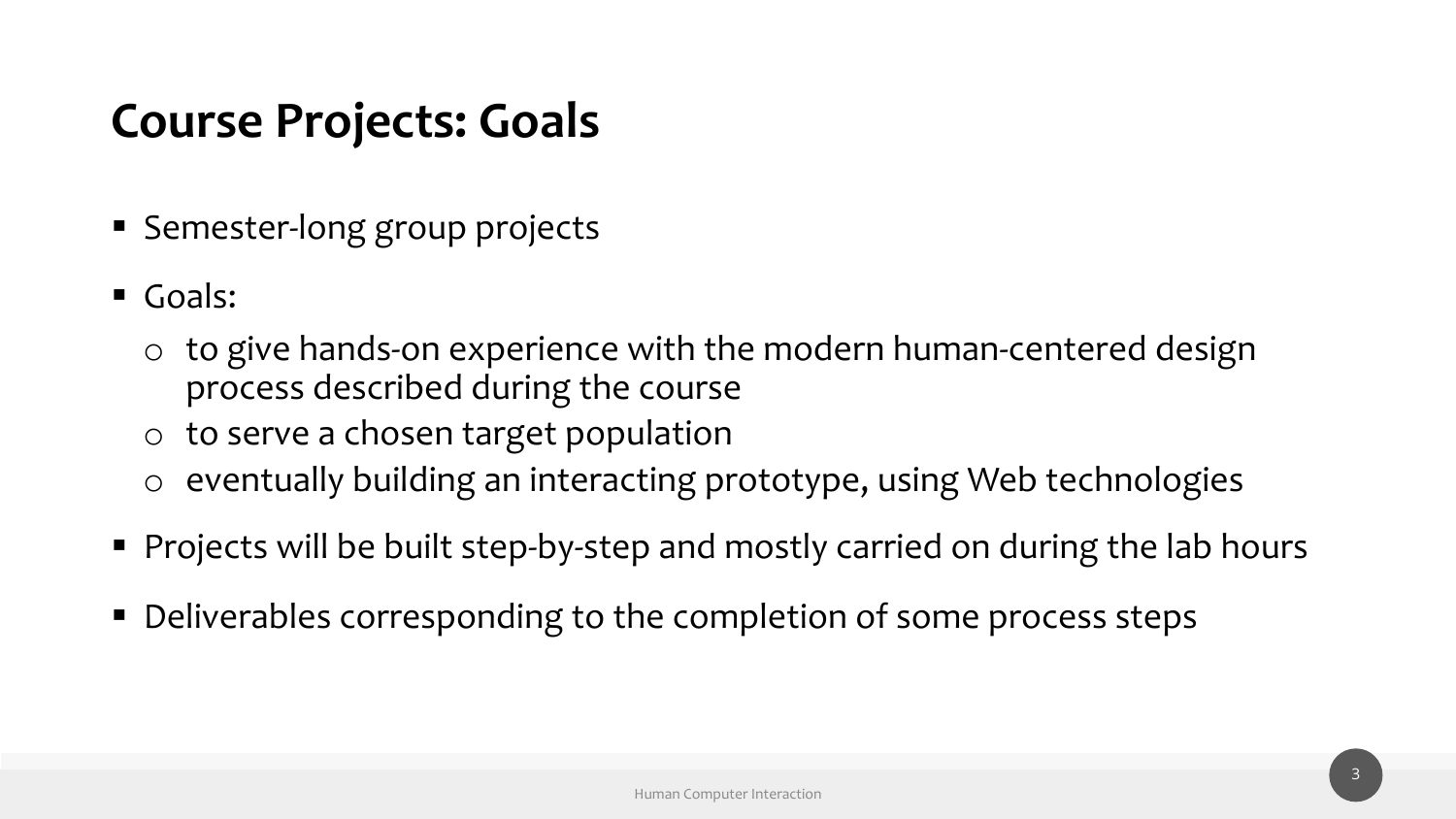# Course Projects: Goals

- Semester-long group projects
- Goals:
  - to give hands-on experience with the modern human-centered design process described during the course
  - to serve a chosen target population
  - eventually building an interacting prototype, using Web technologies
- Projects will be built step-by-step and mostly carried on during the lab hours
- Deliverables corresponding to the completion of some process steps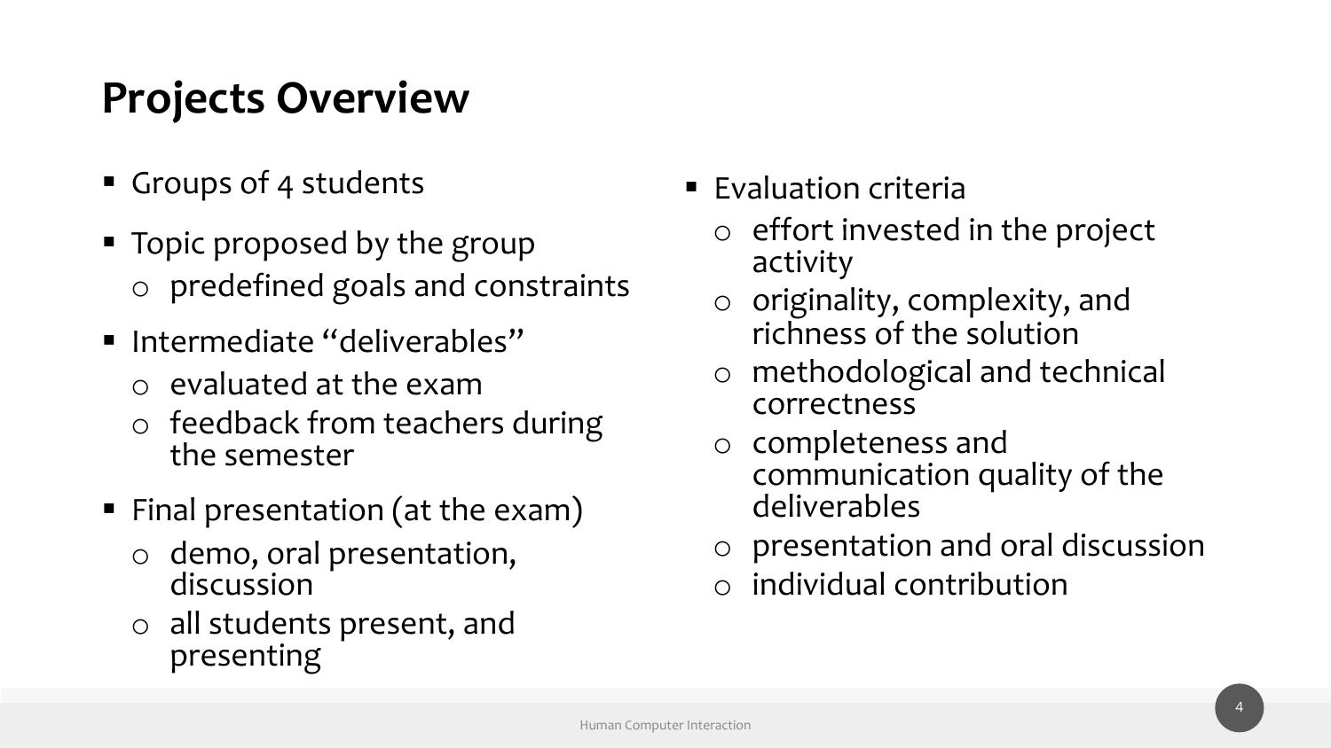# Projects Overview

- Groups of 4 students
- Topic proposed by the group
  - predefined goals and constraints
- Intermediate "deliverables"
  - evaluated at the exam
  - feedback from teachers during the semester
- Final presentation (at the exam)
  - demo, oral presentation, discussion
  - all students present, and presenting
- Evaluation criteria
  - effort invested in the project activity
  - originality, complexity, and richness of the solution
  - methodological and technical correctness
  - completeness and communication quality of the deliverables
  - presentation and oral discussion
  - individual contribution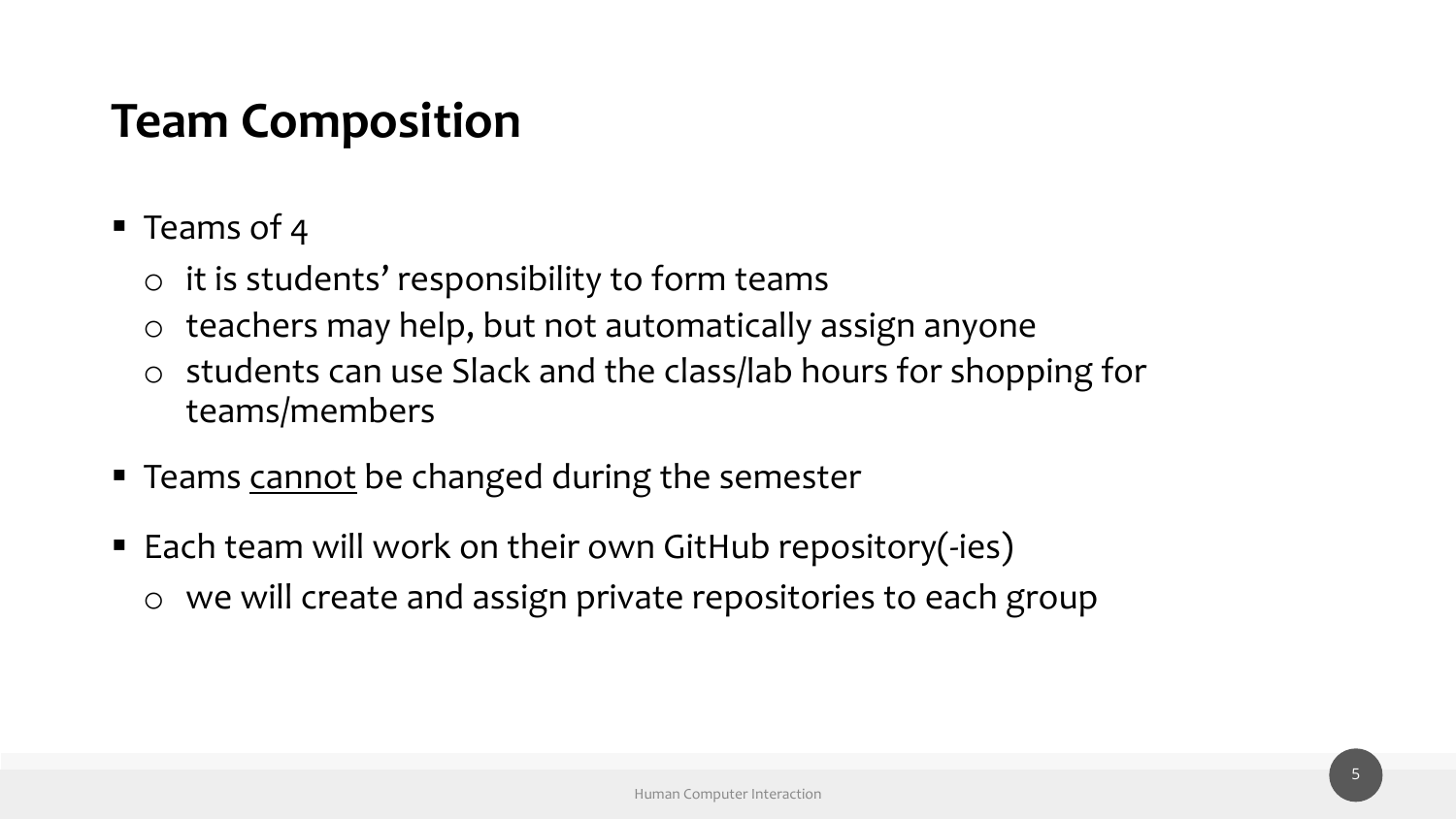# Team Composition

- Teams of 4
  - it is students' responsibility to form teams
  - teachers may help, but not automatically assign anyone
  - students can use Slack and the class/lab hours for shopping for teams/members
- Teams <u>cannot</u> be changed during the semester
- Each team will work on their own GitHub repository(-ies)
  - we will create and assign private repositories to each group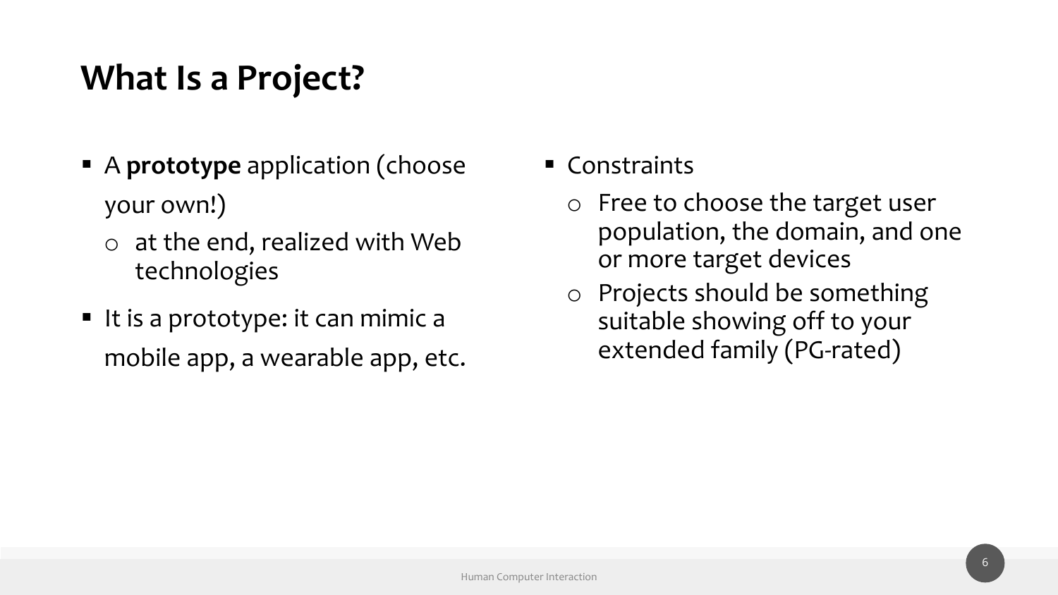# What Is a Project?

- A **prototype** application (choose your own!)
  - at the end, realized with Web technologies
- It is a prototype: it can mimic a mobile app, a wearable app, etc.

- Constraints
  - Free to choose the target user population, the domain, and one or more target devices
  - Projects should be something suitable showing off to your extended family (PG-rated)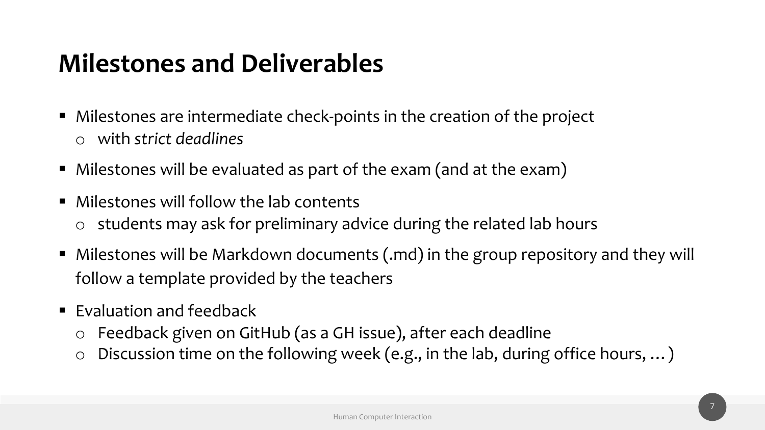# Milestones and Deliverables

- Milestones are intermediate check-points in the creation of the project
  - with *strict deadlines*
- Milestones will be evaluated as part of the exam (and at the exam)
- Milestones will follow the lab contents
  - students may ask for preliminary advice during the related lab hours
- Milestones will be Markdown documents (.md) in the group repository and they will follow a template provided by the teachers
- Evaluation and feedback
  - Feedback given on GitHub (as a GH issue), after each deadline
  - Discussion time on the following week (e.g., in the lab, during office hours, …)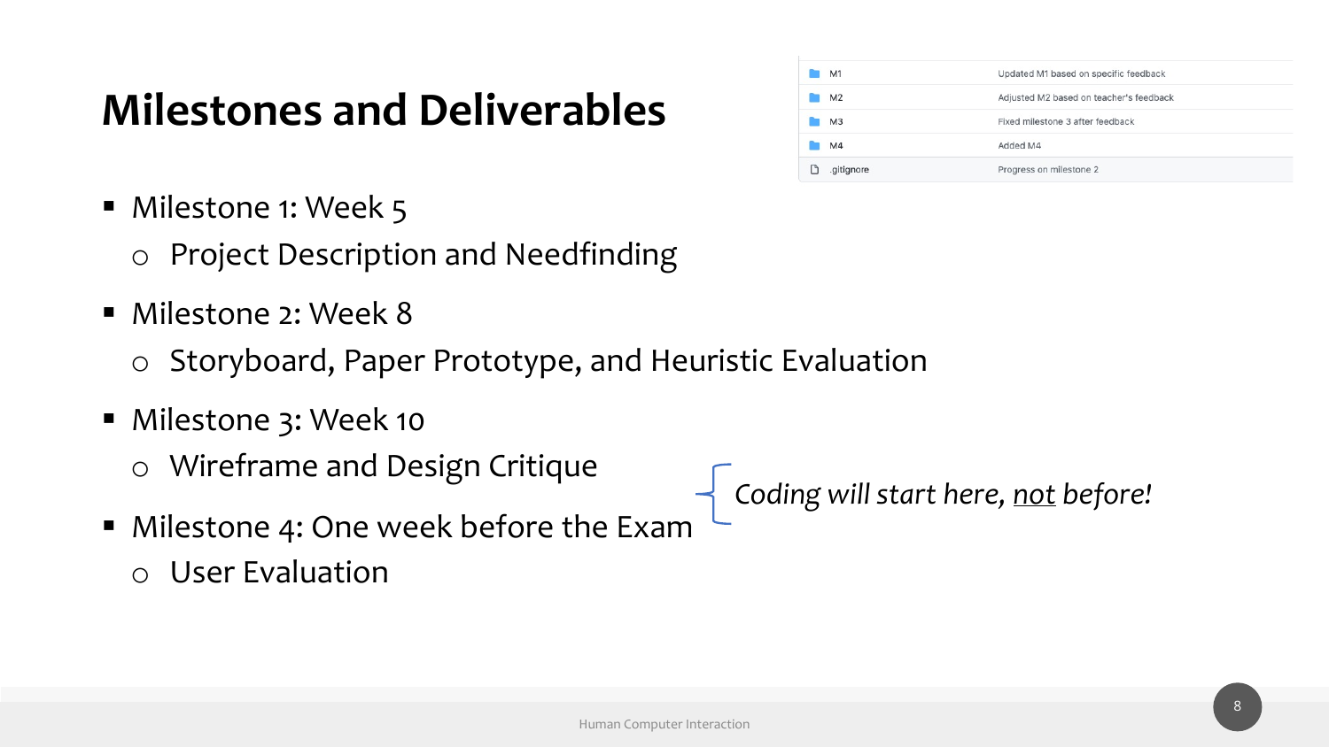# Milestones and Deliverables

| | |
|---|---|
| M1 | Updated M1 based on specific feedback |
| M2 | Adjusted M2 based on teacher's feedback |
| M3 | Fixed milestone 3 after feedback |
| M4 | Added M4 |
| .gitignore | Progress on milestone 2 |

- Milestone 1: Week 5
  - Project Description and Needfinding
- Milestone 2: Week 8
  - Storyboard, Paper Prototype, and Heuristic Evaluation
- Milestone 3: Week 10
  - Wireframe and Design Critique
- Milestone 4: One week before the Exam
  - User Evaluation

*Coding will start here, <u>not</u> before!*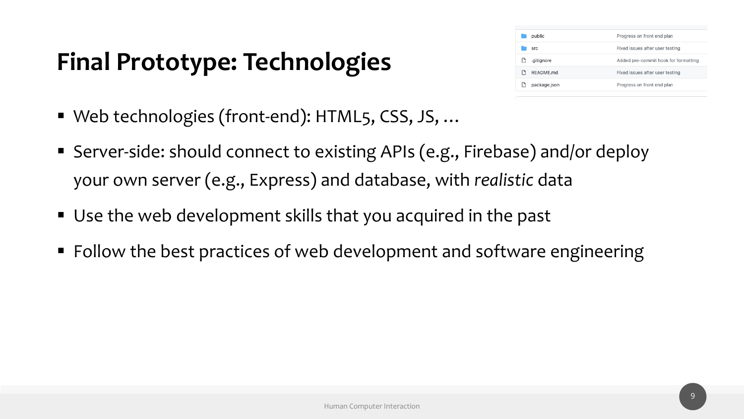# Final Prototype: Technologies

| File | Commit message |
|---|---|
| public | Progress on front end plan |
| src | Fixed issues after user testing |
| .gitignore | Added pre-commit hook for formatting |
| README.md | Fixed issues after user testing |
| package.json | Progress on front end plan |

- Web technologies (front-end): HTML5, CSS, JS, …
- Server-side: should connect to existing APIs (e.g., Firebase) and/or deploy your own server (e.g., Express) and database, with *realistic* data
- Use the web development skills that you acquired in the past
- Follow the best practices of web development and software engineering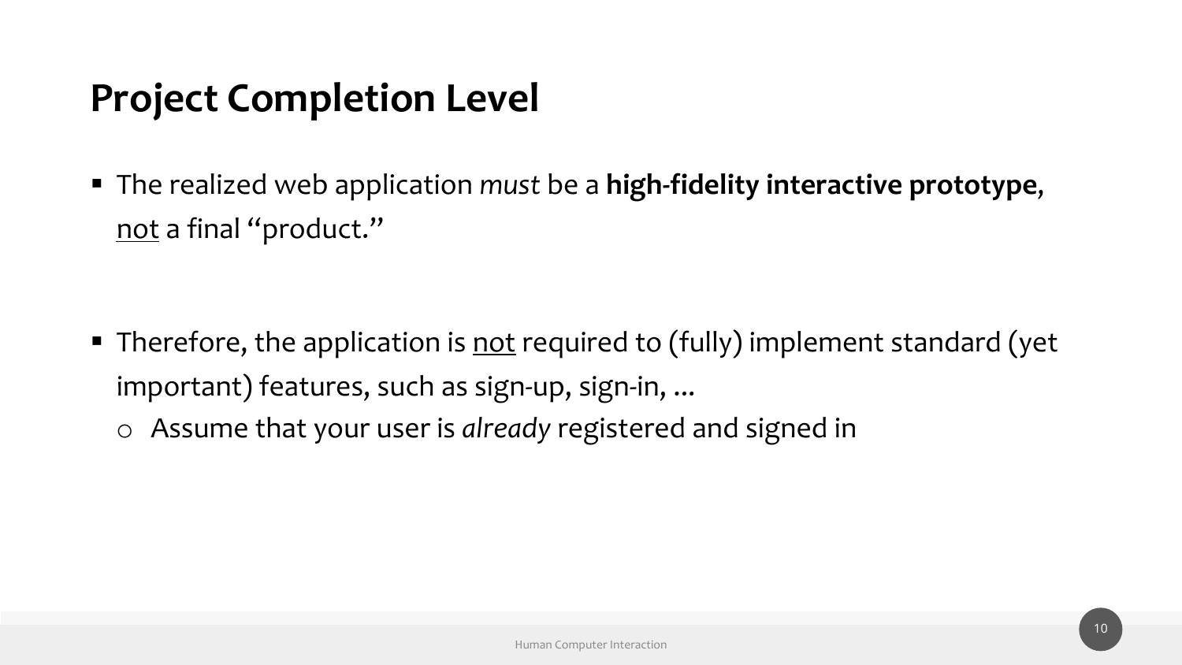# Project Completion Level

- The realized web application *must* be a **high-fidelity interactive prototype**, <u>not</u> a final "product."

- Therefore, the application is <u>not</u> required to (fully) implement standard (yet important) features, such as sign-up, sign-in, ...
  - Assume that your user is *already* registered and signed in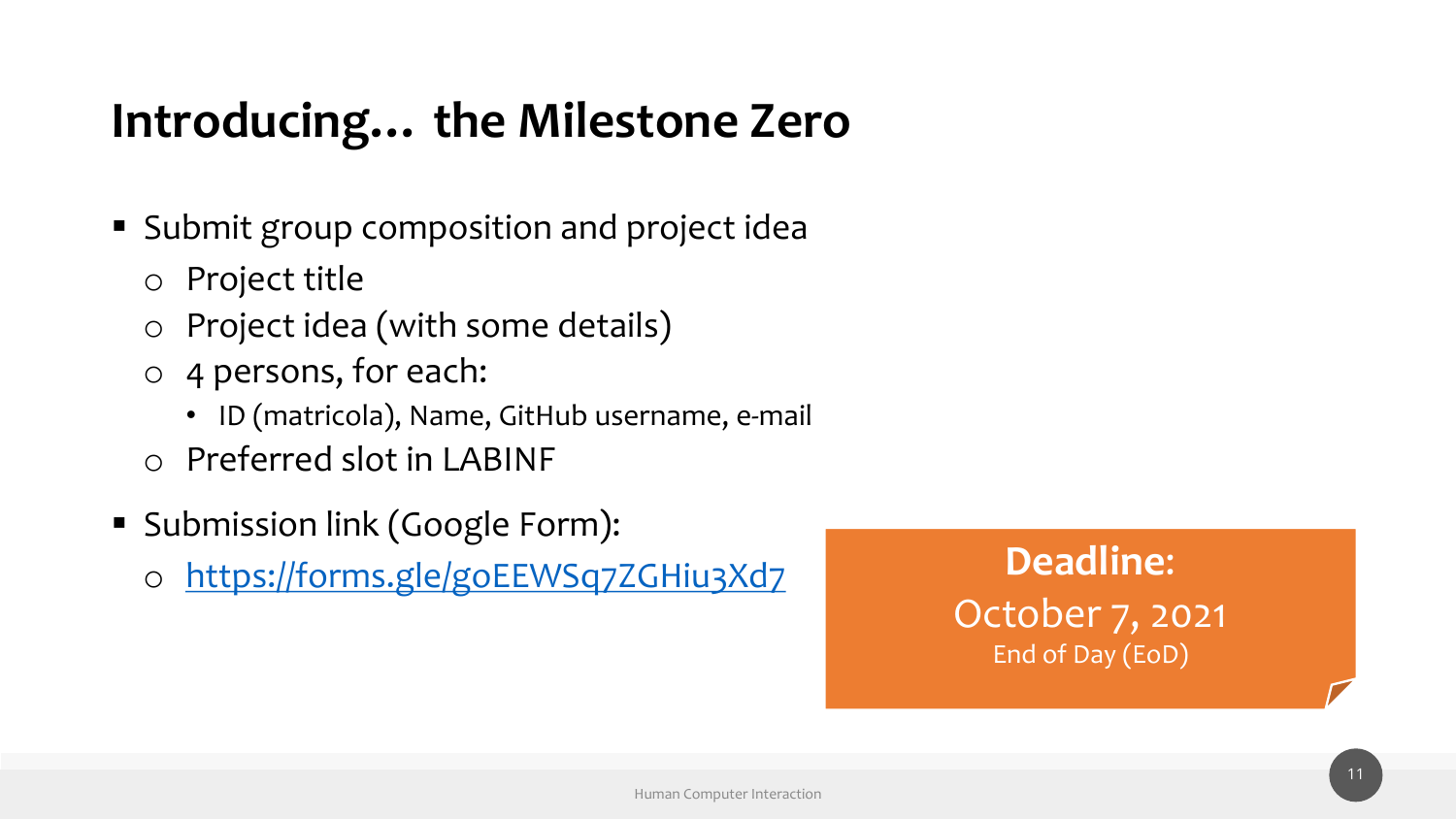# Introducing… the Milestone Zero

- Submit group composition and project idea
  - Project title
  - Project idea (with some details)
  - 4 persons, for each:
    - ID (matricola), Name, GitHub username, e-mail
  - Preferred slot in LABINF
- Submission link (Google Form):
  - https://forms.gle/goEEWSq7ZGHiu3Xd7

**Deadline:**
October 7, 2021
End of Day (EoD)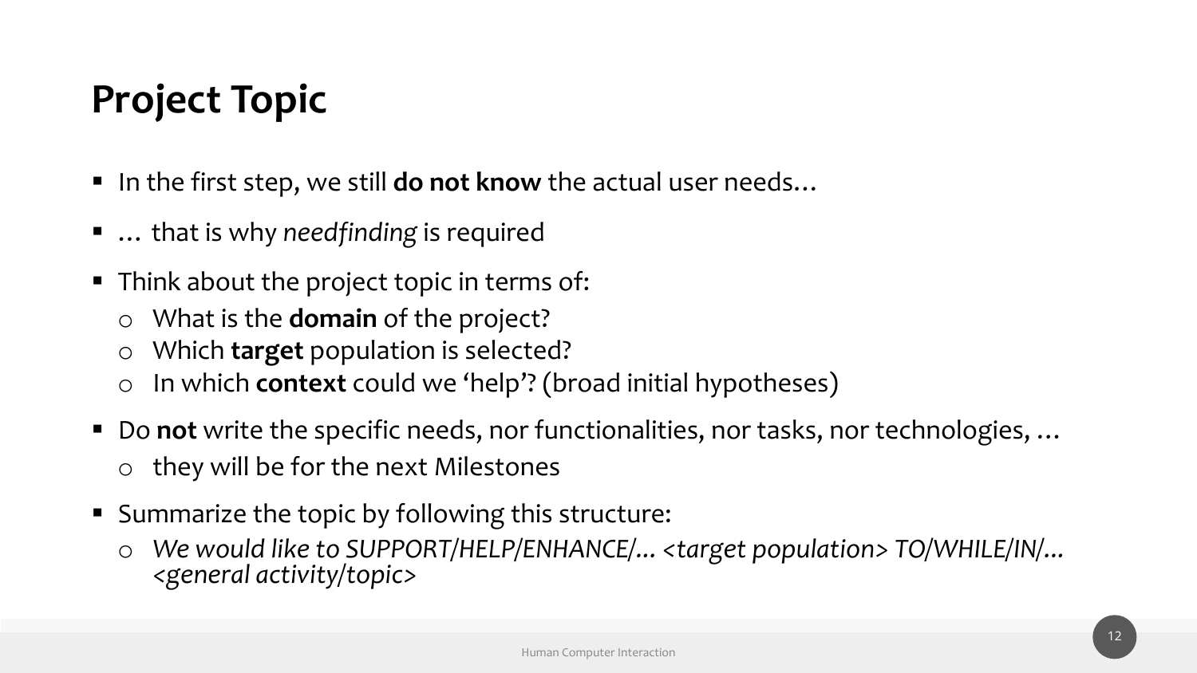# Project Topic

- In the first step, we still **do not know** the actual user needs…
- … that is why *needfinding* is required
- Think about the project topic in terms of:
  - What is the **domain** of the project?
  - Which **target** population is selected?
  - In which **context** could we 'help'? (broad initial hypotheses)
- Do **not** write the specific needs, nor functionalities, nor tasks, nor technologies, …
  - they will be for the next Milestones
- Summarize the topic by following this structure:
  - *We would like to SUPPORT/HELP/ENHANCE/... <target population> TO/WHILE/IN/... <general activity/topic>*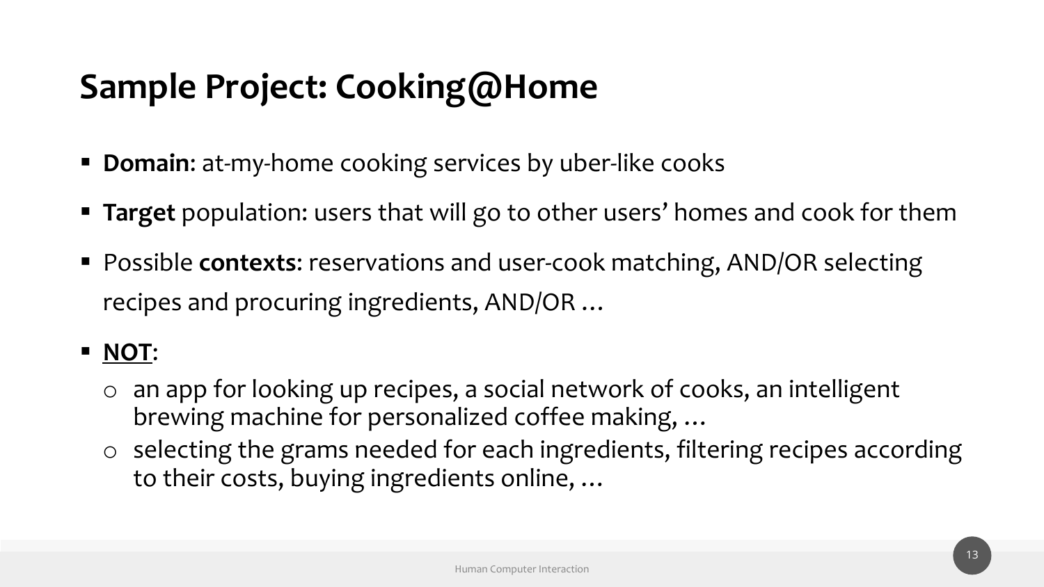# Sample Project: Cooking@Home

- **Domain**: at-my-home cooking services by uber-like cooks
- **Target** population: users that will go to other users' homes and cook for them
- Possible **contexts**: reservations and user-cook matching, AND/OR selecting recipes and procuring ingredients, AND/OR …
- **<u>NOT</u>**:
  - an app for looking up recipes, a social network of cooks, an intelligent brewing machine for personalized coffee making, …
  - selecting the grams needed for each ingredients, filtering recipes according to their costs, buying ingredients online, …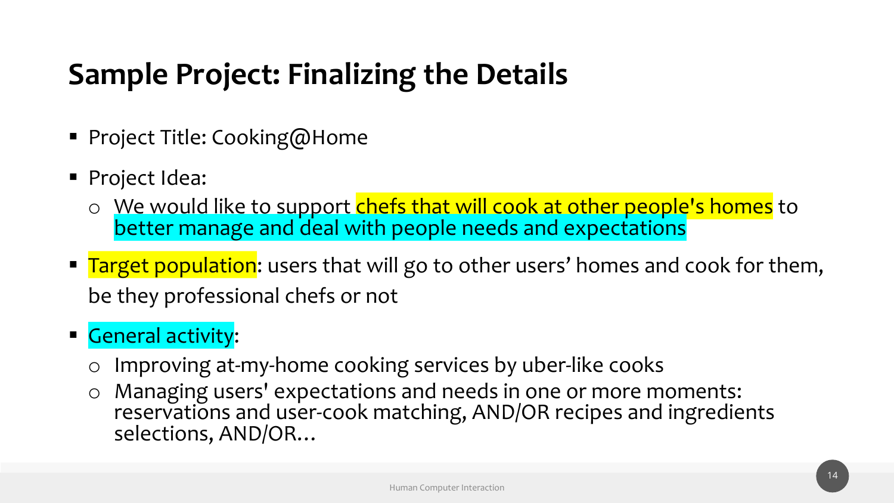# Sample Project: Finalizing the Details

- Project Title: Cooking@Home
- Project Idea:
  - We would like to support chefs that will cook at other people's homes to better manage and deal with people needs and expectations
- Target population: users that will go to other users' homes and cook for them, be they professional chefs or not
- General activity:
  - Improving at-my-home cooking services by uber-like cooks
  - Managing users' expectations and needs in one or more moments: reservations and user-cook matching, AND/OR recipes and ingredients selections, AND/OR…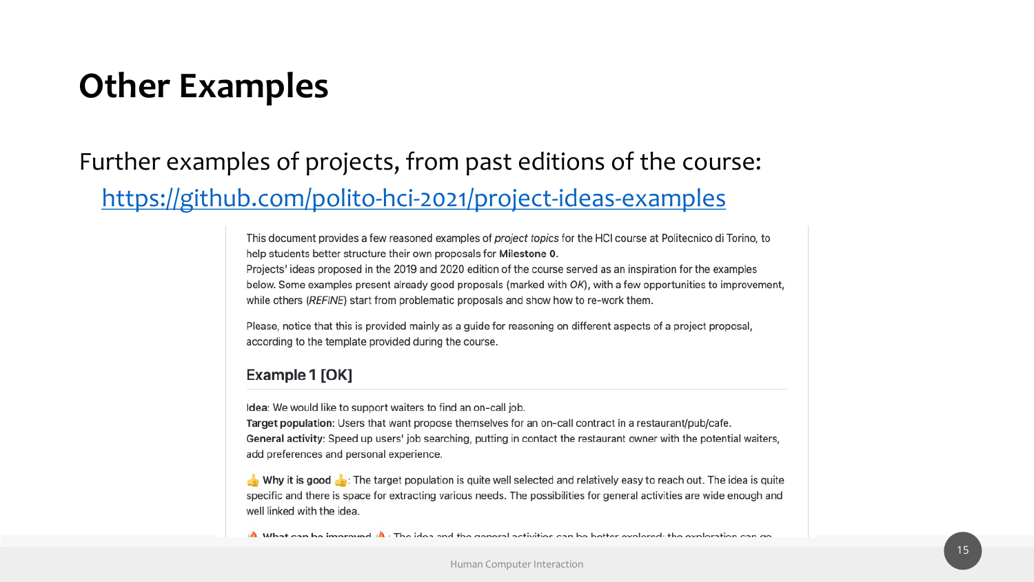# Other Examples

Further examples of projects, from past editions of the course:
[https://github.com/polito-hci-2021/project-ideas-examples](https://github.com/polito-hci-2021/project-ideas-examples)

This document provides a few reasoned examples of *project topics* for the HCI course at Politecnico di Torino, to help students better structure their own proposals for **Milestone 0**.
Projects' ideas proposed in the 2019 and 2020 edition of the course served as an inspiration for the examples below. Some examples present already good proposals (marked with *OK*), with a few opportunities to improvement, while others (*REFINE*) start from problematic proposals and show how to re-work them.

Please, notice that this is provided mainly as a guide for reasoning on different aspects of a project proposal, according to the template provided during the course.

## Example 1 [OK]

**Idea**: We would like to support waiters to find an on-call job.
**Target population:** Users that want propose themselves for an on-call contract in a restaurant/pub/cafe.
**General activity**: Speed up users' job searching, putting in contact the restaurant owner with the potential waiters, add preferences and personal experience.

👍 **Why it is good** 👍: The target population is quite well selected and relatively easy to reach out. The idea is quite specific and there is space for extracting various needs. The possibilities for general activities are wide enough and well linked with the idea.

🔥 **What can be improved** 🔥: The idea and the general activities can be better explored; the exploration can go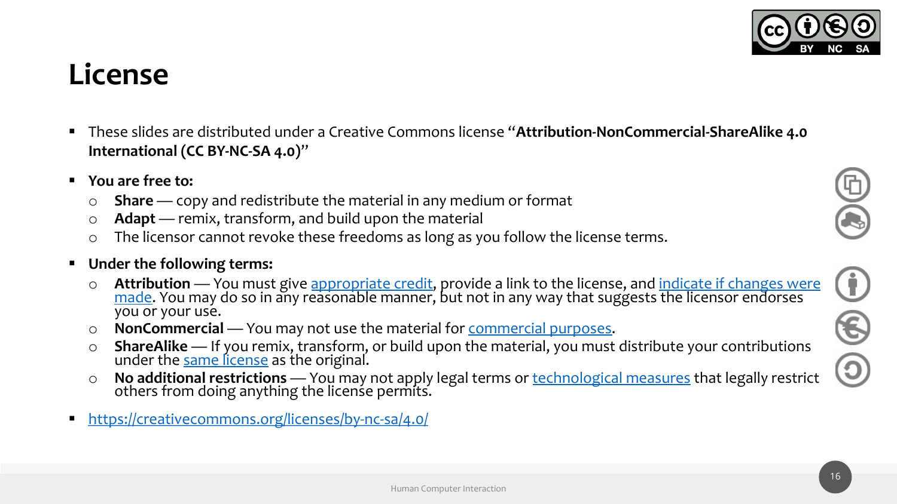# License

- These slides are distributed under a Creative Commons license "**Attribution-NonCommercial-ShareAlike 4.0 International (CC BY-NC-SA 4.0)**"
- **You are free to:**
  - **Share** — copy and redistribute the material in any medium or format
  - **Adapt** — remix, transform, and build upon the material
  - The licensor cannot revoke these freedoms as long as you follow the license terms.
- **Under the following terms:**
  - **Attribution** — You must give appropriate credit, provide a link to the license, and indicate if changes were made. You may do so in any reasonable manner, but not in any way that suggests the licensor endorses you or your use.
  - **NonCommercial** — You may not use the material for commercial purposes.
  - **ShareAlike** — If you remix, transform, or build upon the material, you must distribute your contributions under the same license as the original.
  - **No additional restrictions** — You may not apply legal terms or technological measures that legally restrict others from doing anything the license permits.
- https://creativecommons.org/licenses/by-nc-sa/4.0/